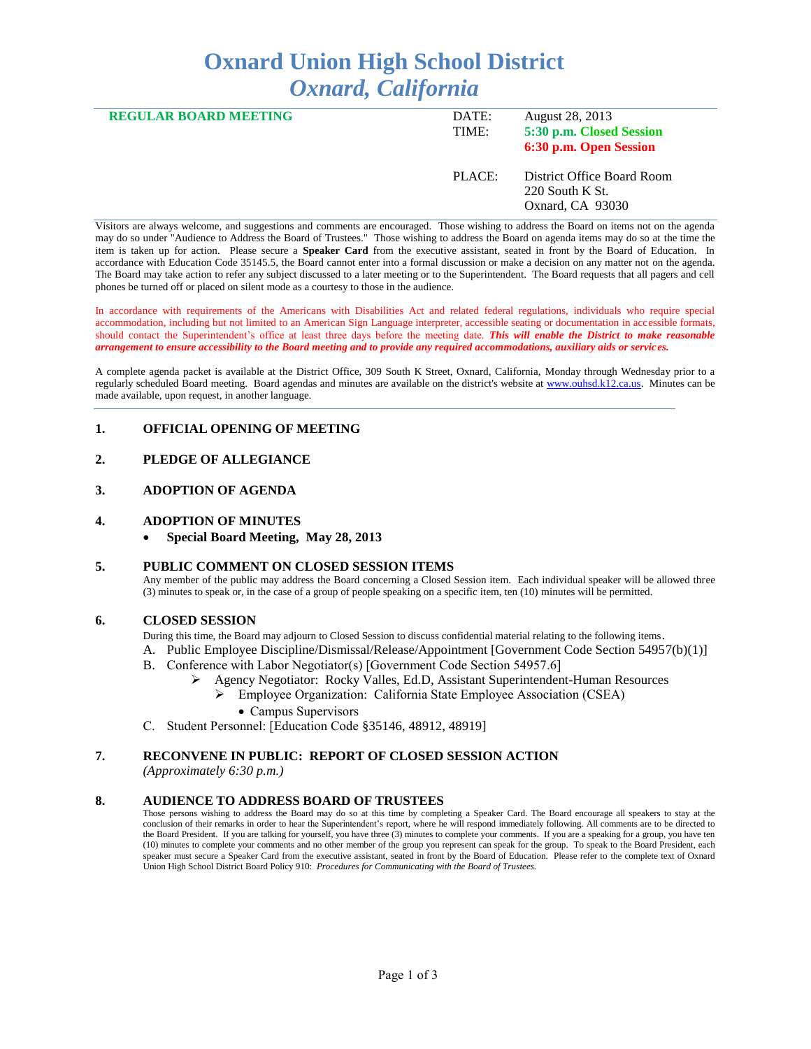# Oxnard Union High School District
## *Oxnard, California*

**REGULAR BOARD MEETING**

| | |
|---|---|
| DATE: | August 28, 2013 |
| TIME: | **5:30 p.m. Closed Session** |
| | **6:30 p.m. Open Session** |
| PLACE: | District Office Board Room<br>220 South K St.<br>Oxnard, CA 93030 |

Visitors are always welcome, and suggestions and comments are encouraged. Those wishing to address the Board on items not on the agenda may do so under "Audience to Address the Board of Trustees." Those wishing to address the Board on agenda items may do so at the time the item is taken up for action. Please secure a **Speaker Card** from the executive assistant, seated in front by the Board of Education. In accordance with Education Code 35145.5, the Board cannot enter into a formal discussion or make a decision on any matter not on the agenda. The Board may take action to refer any subject discussed to a later meeting or to the Superintendent. The Board requests that all pagers and cell phones be turned off or placed on silent mode as a courtesy to those in the audience.

In accordance with requirements of the Americans with Disabilities Act and related federal regulations, individuals who require special accommodation, including but not limited to an American Sign Language interpreter, accessible seating or documentation in accessible formats, should contact the Superintendent's office at least three days before the meeting date. ***This will enable the District to make reasonable arrangement to ensure accessibility to the Board meeting and to provide any required accommodations, auxiliary aids or services.***

A complete agenda packet is available at the District Office, 309 South K Street, Oxnard, California, Monday through Wednesday prior to a regularly scheduled Board meeting. Board agendas and minutes are available on the district's website at www.ouhsd.k12.ca.us. Minutes can be made available, upon request, in another language.

### 1. OFFICIAL OPENING OF MEETING

### 2. PLEDGE OF ALLEGIANCE

### 3. ADOPTION OF AGENDA

### 4. ADOPTION OF MINUTES

- **Special Board Meeting, May 28, 2013**

### 5. PUBLIC COMMENT ON CLOSED SESSION ITEMS

Any member of the public may address the Board concerning a Closed Session item. Each individual speaker will be allowed three (3) minutes to speak or, in the case of a group of people speaking on a specific item, ten (10) minutes will be permitted.

### 6. CLOSED SESSION

During this time, the Board may adjourn to Closed Session to discuss confidential material relating to the following items.

A. Public Employee Discipline/Dismissal/Release/Appointment [Government Code Section 54957(b)(1)]

B. Conference with Labor Negotiator(s) [Government Code Section 54957.6]
- Agency Negotiator: Rocky Valles, Ed.D, Assistant Superintendent-Human Resources
  - Employee Organization: California State Employee Association (CSEA)
    - Campus Supervisors

C. Student Personnel: [Education Code §35146, 48912, 48919]

### 7. RECONVENE IN PUBLIC: REPORT OF CLOSED SESSION ACTION

*(Approximately 6:30 p.m.)*

### 8. AUDIENCE TO ADDRESS BOARD OF TRUSTEES

Those persons wishing to address the Board may do so at this time by completing a Speaker Card. The Board encourage all speakers to stay at the conclusion of their remarks in order to hear the Superintendent's report, where he will respond immediately following. All comments are to be directed to the Board President. If you are talking for yourself, you have three (3) minutes to complete your comments. If you are a speaking for a group, you have ten (10) minutes to complete your comments and no other member of the group you represent can speak for the group. To speak to the Board President, each speaker must secure a Speaker Card from the executive assistant, seated in front by the Board of Education. Please refer to the complete text of Oxnard Union High School District Board Policy 910: *Procedures for Communicating with the Board of Trustees.*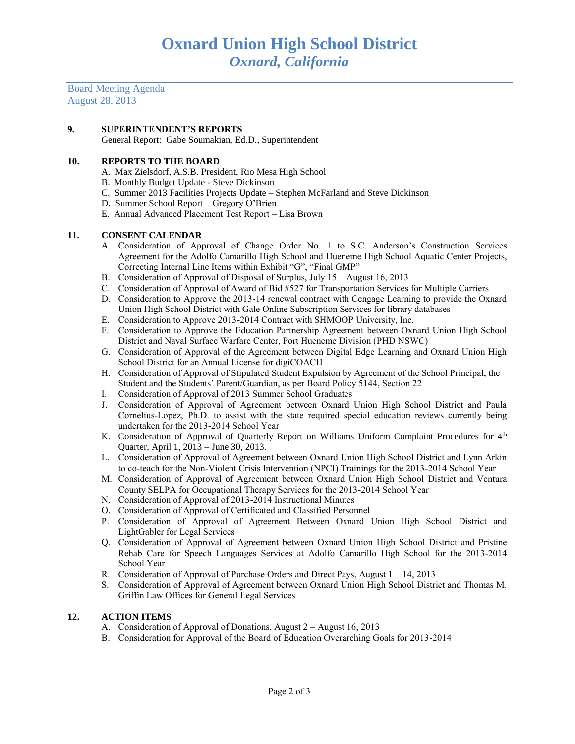# Oxnard Union High School District
## *Oxnard, California*

Board Meeting Agenda
August 28, 2013

**9. SUPERINTENDENT'S REPORTS**

General Report: Gabe Soumakian, Ed.D., Superintendent

**10. REPORTS TO THE BOARD**

A. Max Zielsdorf, A.S.B. President, Rio Mesa High School
B. Monthly Budget Update - Steve Dickinson
C. Summer 2013 Facilities Projects Update – Stephen McFarland and Steve Dickinson
D. Summer School Report – Gregory O'Brien
E. Annual Advanced Placement Test Report – Lisa Brown

**11. CONSENT CALENDAR**

A. Consideration of Approval of Change Order No. 1 to S.C. Anderson's Construction Services Agreement for the Adolfo Camarillo High School and Hueneme High School Aquatic Center Projects, Correcting Internal Line Items within Exhibit "G", "Final GMP"
B. Consideration of Approval of Disposal of Surplus, July 15 – August 16, 2013
C. Consideration of Approval of Award of Bid #527 for Transportation Services for Multiple Carriers
D. Consideration to Approve the 2013-14 renewal contract with Cengage Learning to provide the Oxnard Union High School District with Gale Online Subscription Services for library databases
E. Consideration to Approve 2013-2014 Contract with SHMOOP University, Inc.
F. Consideration to Approve the Education Partnership Agreement between Oxnard Union High School District and Naval Surface Warfare Center, Port Hueneme Division (PHD NSWC)
G. Consideration of Approval of the Agreement between Digital Edge Learning and Oxnard Union High School District for an Annual License for digiCOACH
H. Consideration of Approval of Stipulated Student Expulsion by Agreement of the School Principal, the Student and the Students' Parent/Guardian, as per Board Policy 5144, Section 22
I. Consideration of Approval of 2013 Summer School Graduates
J. Consideration of Approval of Agreement between Oxnard Union High School District and Paula Cornelius-Lopez, Ph.D. to assist with the state required special education reviews currently being undertaken for the 2013-2014 School Year
K. Consideration of Approval of Quarterly Report on Williams Uniform Complaint Procedures for 4th Quarter, April 1, 2013 – June 30, 2013.
L. Consideration of Approval of Agreement between Oxnard Union High School District and Lynn Arkin to co-teach for the Non-Violent Crisis Intervention (NPCI) Trainings for the 2013-2014 School Year
M. Consideration of Approval of Agreement between Oxnard Union High School District and Ventura County SELPA for Occupational Therapy Services for the 2013-2014 School Year
N. Consideration of Approval of 2013-2014 Instructional Minutes
O. Consideration of Approval of Certificated and Classified Personnel
P. Consideration of Approval of Agreement Between Oxnard Union High School District and LightGabler for Legal Services
Q. Consideration of Approval of Agreement between Oxnard Union High School District and Pristine Rehab Care for Speech Languages Services at Adolfo Camarillo High School for the 2013-2014 School Year
R. Consideration of Approval of Purchase Orders and Direct Pays, August 1 – 14, 2013
S. Consideration of Approval of Agreement between Oxnard Union High School District and Thomas M. Griffin Law Offices for General Legal Services

**12. ACTION ITEMS**

A. Consideration of Approval of Donations, August 2 – August 16, 2013
B. Consideration for Approval of the Board of Education Overarching Goals for 2013-2014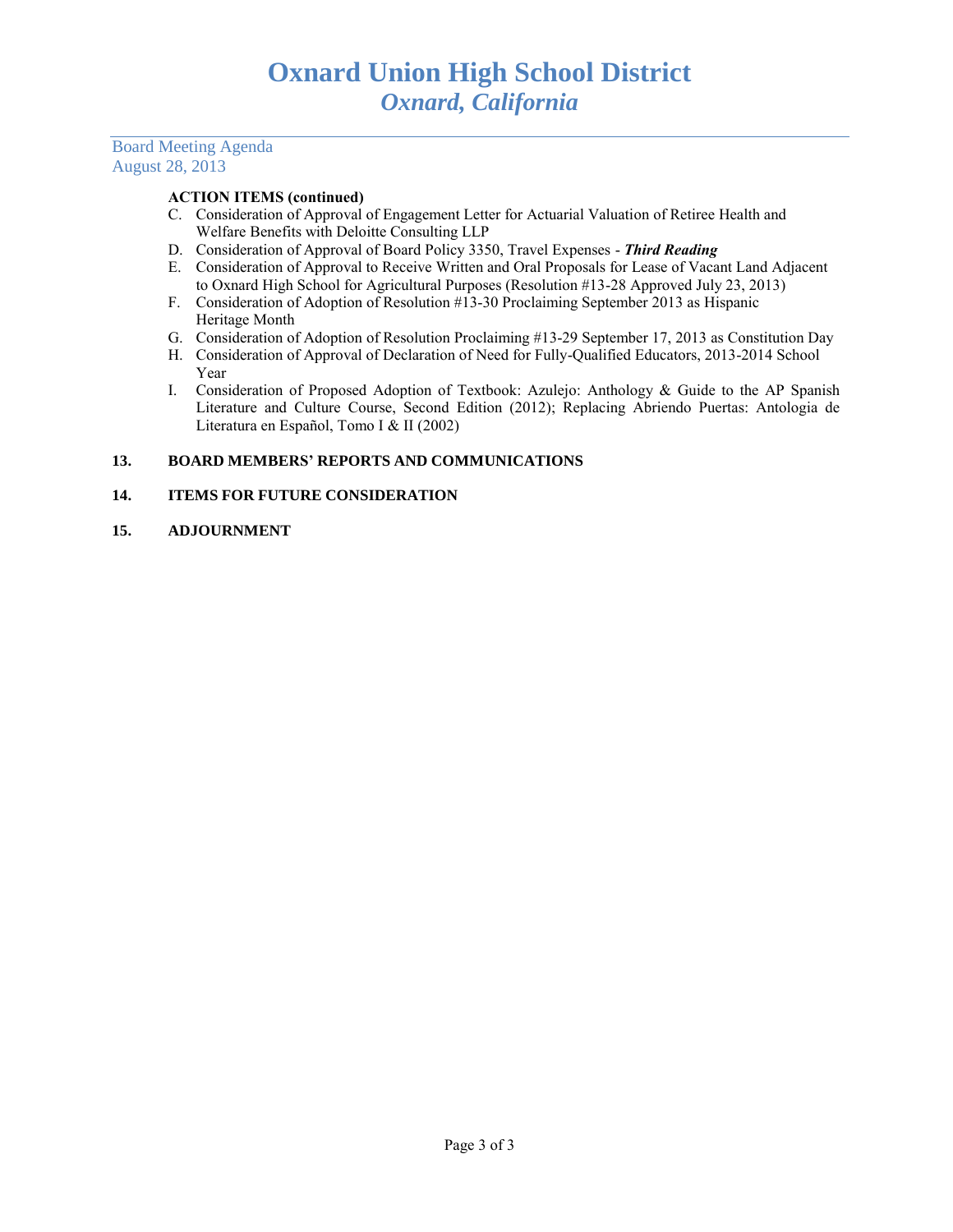# Oxnard Union High School District
## *Oxnard, California*

Board Meeting Agenda
August 28, 2013

**ACTION ITEMS (continued)**

C. Consideration of Approval of Engagement Letter for Actuarial Valuation of Retiree Health and Welfare Benefits with Deloitte Consulting LLP
D. Consideration of Approval of Board Policy 3350, Travel Expenses - ***Third Reading***
E. Consideration of Approval to Receive Written and Oral Proposals for Lease of Vacant Land Adjacent to Oxnard High School for Agricultural Purposes (Resolution #13-28 Approved July 23, 2013)
F. Consideration of Adoption of Resolution #13-30 Proclaiming September 2013 as Hispanic Heritage Month
G. Consideration of Adoption of Resolution Proclaiming #13-29 September 17, 2013 as Constitution Day
H. Consideration of Approval of Declaration of Need for Fully-Qualified Educators, 2013-2014 School Year
I. Consideration of Proposed Adoption of Textbook: Azulejo: Anthology & Guide to the AP Spanish Literature and Culture Course, Second Edition (2012); Replacing Abriendo Puertas: Antologia de Literatura en Español, Tomo I & II (2002)

**13. BOARD MEMBERS' REPORTS AND COMMUNICATIONS**

**14. ITEMS FOR FUTURE CONSIDERATION**

**15. ADJOURNMENT**